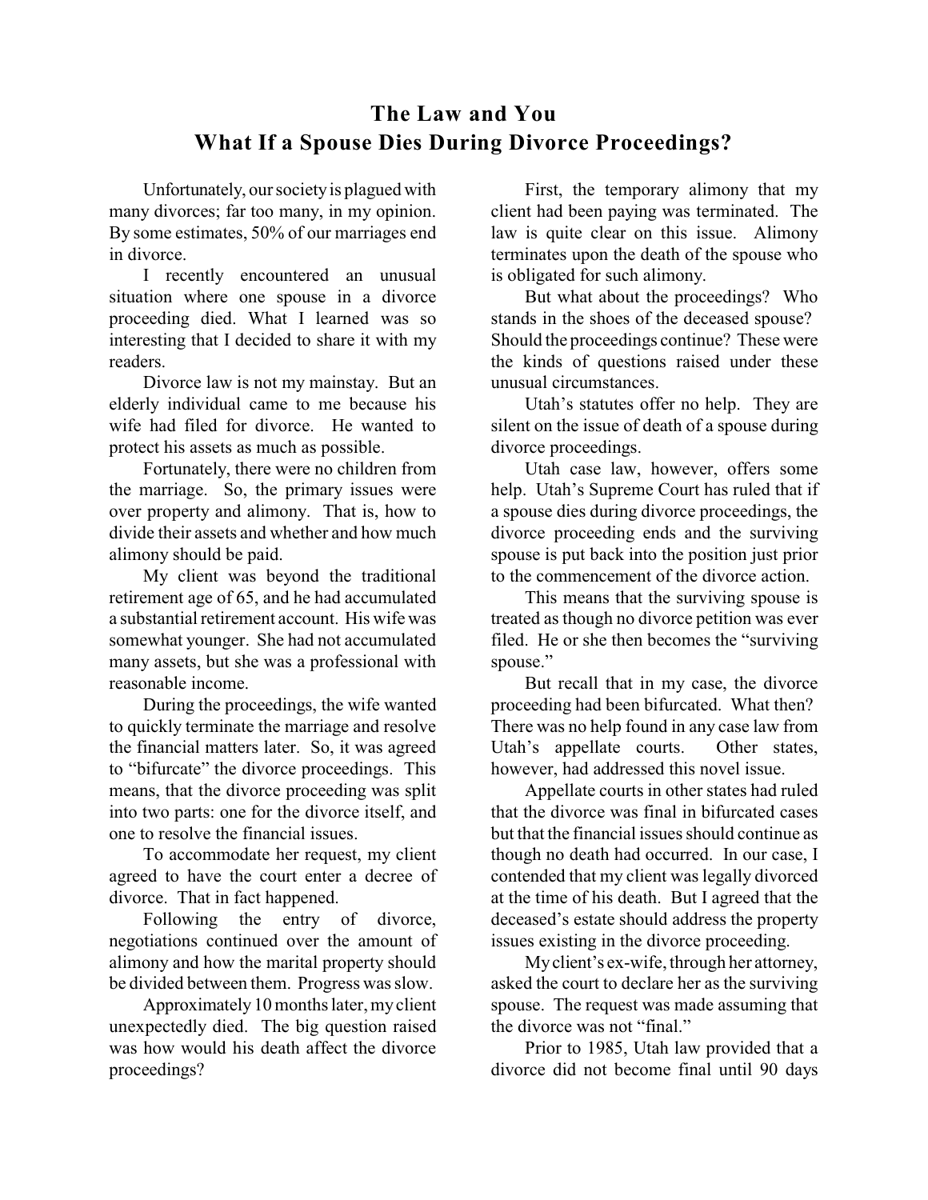# The Law and You
## What If a Spouse Dies During Divorce Proceedings?

Unfortunately, our society is plagued with many divorces; far too many, in my opinion. By some estimates, 50% of our marriages end in divorce.

I recently encountered an unusual situation where one spouse in a divorce proceeding died. What I learned was so interesting that I decided to share it with my readers.

Divorce law is not my mainstay. But an elderly individual came to me because his wife had filed for divorce. He wanted to protect his assets as much as possible.

Fortunately, there were no children from the marriage. So, the primary issues were over property and alimony. That is, how to divide their assets and whether and how much alimony should be paid.

My client was beyond the traditional retirement age of 65, and he had accumulated a substantial retirement account. His wife was somewhat younger. She had not accumulated many assets, but she was a professional with reasonable income.

During the proceedings, the wife wanted to quickly terminate the marriage and resolve the financial matters later. So, it was agreed to "bifurcate" the divorce proceedings. This means, that the divorce proceeding was split into two parts: one for the divorce itself, and one to resolve the financial issues.

To accommodate her request, my client agreed to have the court enter a decree of divorce. That in fact happened.

Following the entry of divorce, negotiations continued over the amount of alimony and how the marital property should be divided between them. Progress was slow.

Approximately 10 months later, my client unexpectedly died. The big question raised was how would his death affect the divorce proceedings?

First, the temporary alimony that my client had been paying was terminated. The law is quite clear on this issue. Alimony terminates upon the death of the spouse who is obligated for such alimony.

But what about the proceedings? Who stands in the shoes of the deceased spouse? Should the proceedings continue? These were the kinds of questions raised under these unusual circumstances.

Utah's statutes offer no help. They are silent on the issue of death of a spouse during divorce proceedings.

Utah case law, however, offers some help. Utah's Supreme Court has ruled that if a spouse dies during divorce proceedings, the divorce proceeding ends and the surviving spouse is put back into the position just prior to the commencement of the divorce action.

This means that the surviving spouse is treated as though no divorce petition was ever filed. He or she then becomes the "surviving spouse."

But recall that in my case, the divorce proceeding had been bifurcated. What then? There was no help found in any case law from Utah's appellate courts. Other states, however, had addressed this novel issue.

Appellate courts in other states had ruled that the divorce was final in bifurcated cases but that the financial issues should continue as though no death had occurred. In our case, I contended that my client was legally divorced at the time of his death. But I agreed that the deceased's estate should address the property issues existing in the divorce proceeding.

My client's ex-wife, through her attorney, asked the court to declare her as the surviving spouse. The request was made assuming that the divorce was not "final."

Prior to 1985, Utah law provided that a divorce did not become final until 90 days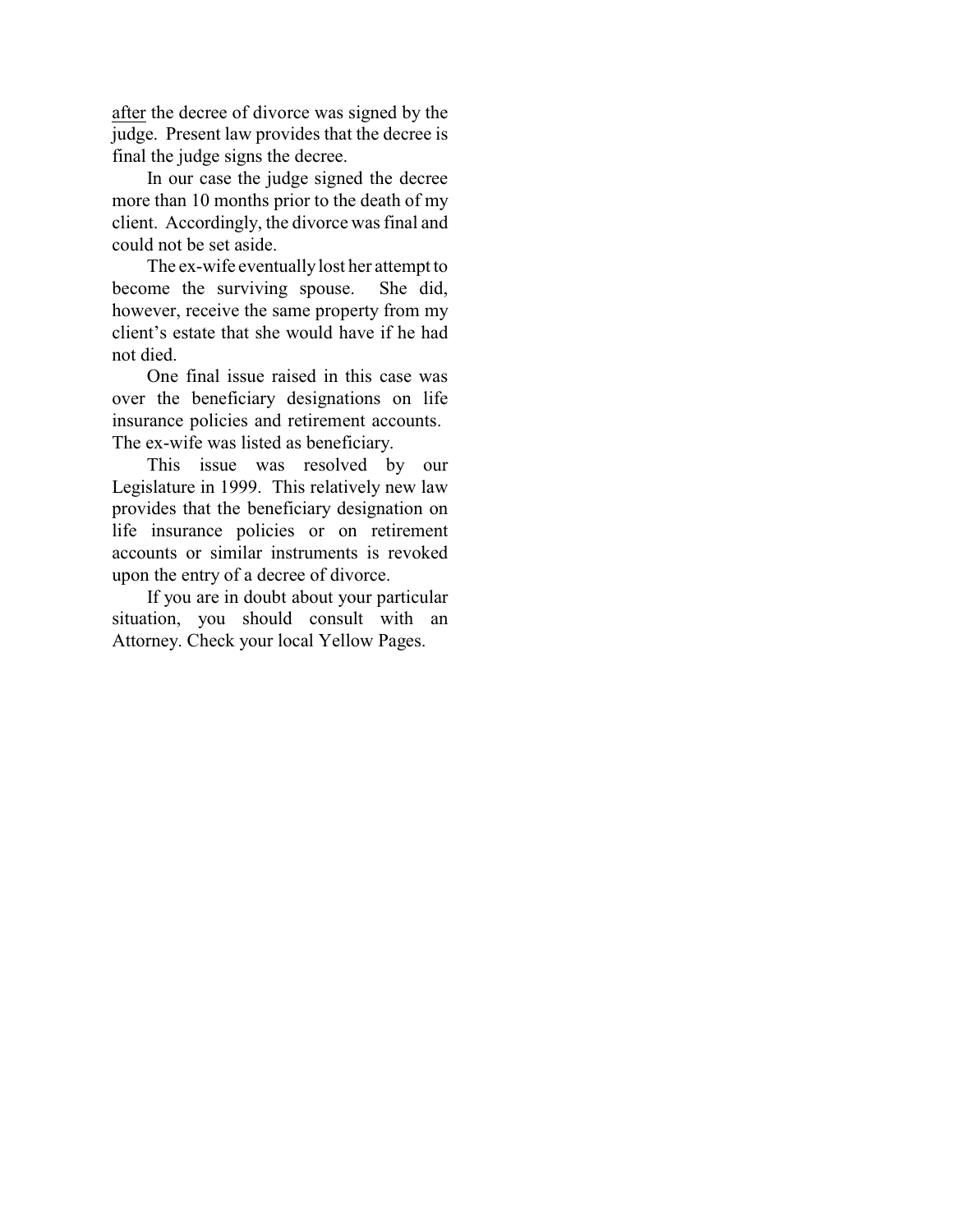<u>after</u> the decree of divorce was signed by the judge. Present law provides that the decree is final the judge signs the decree.

In our case the judge signed the decree more than 10 months prior to the death of my client. Accordingly, the divorce was final and could not be set aside.

The ex-wife eventually lost her attempt to become the surviving spouse. She did, however, receive the same property from my client's estate that she would have if he had not died.

One final issue raised in this case was over the beneficiary designations on life insurance policies and retirement accounts. The ex-wife was listed as beneficiary.

This issue was resolved by our Legislature in 1999. This relatively new law provides that the beneficiary designation on life insurance policies or on retirement accounts or similar instruments is revoked upon the entry of a decree of divorce.

If you are in doubt about your particular situation, you should consult with an Attorney. Check your local Yellow Pages.